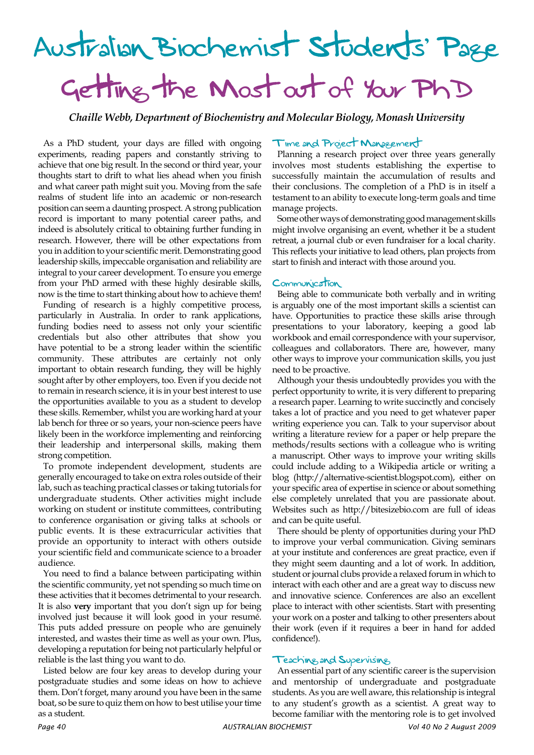# Australian Biochemist Students' Page

# Getting the Most out of Your PhD

*Chaille Webb, Department of Biochemistry and Molecular Biology, Monash University*

As a PhD student, your days are filled with ongoing experiments, reading papers and constantly striving to achieve that one big result. In the second or third year, your thoughts start to drift to what lies ahead when you finish and what career path might suit you. Moving from the safe realms of student life into an academic or non-research position can seem a daunting prospect. A strong publication record is important to many potential career paths, and indeed is absolutely critical to obtaining further funding in research. However, there will be other expectations from you in addition to your scientific merit. Demonstrating good leadership skills, impeccable organisation and reliability are integral to your career development. To ensure you emerge from your PhD armed with these highly desirable skills, now is the time to start thinking about how to achieve them!

Funding of research is a highly competitive process, particularly in Australia. In order to rank applications, funding bodies need to assess not only your scientific credentials but also other attributes that show you have potential to be a strong leader within the scientific community. These attributes are certainly not only important to obtain research funding, they will be highly sought after by other employers, too. Even if you decide not to remain in research science, it is in your best interest to use the opportunities available to you as a student to develop these skills. Remember, whilst you are working hard at your lab bench for three or so years, your non-science peers have likely been in the workforce implementing and reinforcing their leadership and interpersonal skills, making them strong competition.

To promote independent development, students are generally encouraged to take on extra roles outside of their lab, such as teaching practical classes or taking tutorials for undergraduate students. Other activities might include working on student or institute committees, contributing to conference organisation or giving talks at schools or public events. It is these extracurricular activities that provide an opportunity to interact with others outside your scientific field and communicate science to a broader audience.

You need to find a balance between participating within the scientific community, yet not spending so much time on these activities that it becomes detrimental to your research. It is also **very** important that you don't sign up for being involved just because it will look good in your resumé. This puts added pressure on people who are genuinely interested, and wastes their time as well as your own. Plus, developing a reputation for being not particularly helpful or reliable is the last thing you want to do.

Listed below are four key areas to develop during your postgraduate studies and some ideas on how to achieve them. Don't forget, many around you have been in the same boat, so be sure to quiz them on how to best utilise your time as a student.

## Time and Project Management

Planning a research project over three years generally involves most students establishing the expertise to successfully maintain the accumulation of results and their conclusions. The completion of a PhD is in itself a testament to an ability to execute long-term goals and time manage projects.

Some other ways of demonstrating good management skills might involve organising an event, whether it be a student retreat, a journal club or even fundraiser for a local charity. This reflects your initiative to lead others, plan projects from start to finish and interact with those around you.

## Communication

Being able to communicate both verbally and in writing is arguably one of the most important skills a scientist can have. Opportunities to practice these skills arise through presentations to your laboratory, keeping a good lab workbook and email correspondence with your supervisor, colleagues and collaborators. There are, however, many other ways to improve your communication skills, you just need to be proactive.

Although your thesis undoubtedly provides you with the perfect opportunity to write, it is very different to preparing a research paper. Learning to write succinctly and concisely takes a lot of practice and you need to get whatever paper writing experience you can. Talk to your supervisor about writing a literature review for a paper or help prepare the methods/results sections with a colleague who is writing a manuscript. Other ways to improve your writing skills could include adding to a Wikipedia article or writing a blog (http://alternative-scientist.blogspot.com), either on your specific area of expertise in science or about something else completely unrelated that you are passionate about. Websites such as http://bitesizebio.com are full of ideas and can be quite useful.

There should be plenty of opportunities during your PhD to improve your verbal communication. Giving seminars at your institute and conferences are great practice, even if they might seem daunting and a lot of work. In addition, student or journal clubs provide a relaxed forum in which to interact with each other and are a great way to discuss new and innovative science. Conferences are also an excellent place to interact with other scientists. Start with presenting your work on a poster and talking to other presenters about their work (even if it requires a beer in hand for added confidence!).

## Teaching and Supervising

An essential part of any scientific career is the supervision and mentorship of undergraduate and postgraduate students. As you are well aware, this relationship is integral to any student's growth as a scientist. A great way to become familiar with the mentoring role is to get involved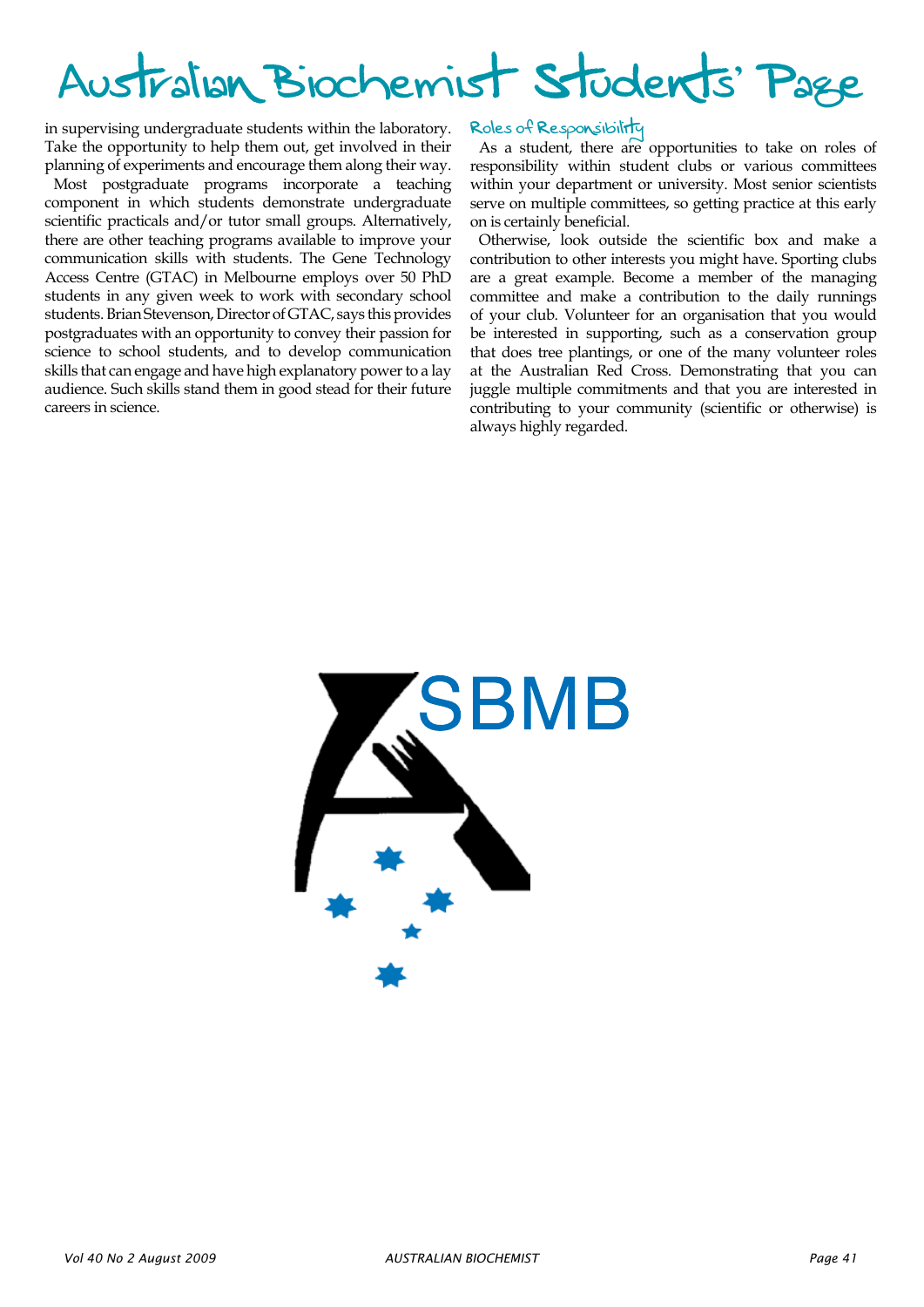# Australian Biochemist Students' Page

in supervising undergraduate students within the laboratory. Take the opportunity to help them out, get involved in their planning of experiments and encourage them along their way.

Most postgraduate programs incorporate a teaching component in which students demonstrate undergraduate scientific practicals and/or tutor small groups. Alternatively, there are other teaching programs available to improve your communication skills with students. The Gene Technology Access Centre (GTAC) in Melbourne employs over 50 PhD students in any given week to work with secondary school students. Brian Stevenson, Director of GTAC, says this provides postgraduates with an opportunity to convey their passion for science to school students, and to develop communication skills that can engage and have high explanatory power to a lay audience. Such skills stand them in good stead for their future careers in science.

## Roles of Responsibility

As a student, there are opportunities to take on roles of responsibility within student clubs or various committees within your department or university. Most senior scientists serve on multiple committees, so getting practice at this early on is certainly beneficial.

Otherwise, look outside the scientific box and make a contribution to other interests you might have. Sporting clubs are a great example. Become a member of the managing committee and make a contribution to the daily runnings of your club. Volunteer for an organisation that you would be interested in supporting, such as a conservation group that does tree plantings, or one of the many volunteer roles at the Australian Red Cross. Demonstrating that you can juggle multiple commitments and that you are interested in contributing to your community (scientific or otherwise) is always highly regarded.

SBMB